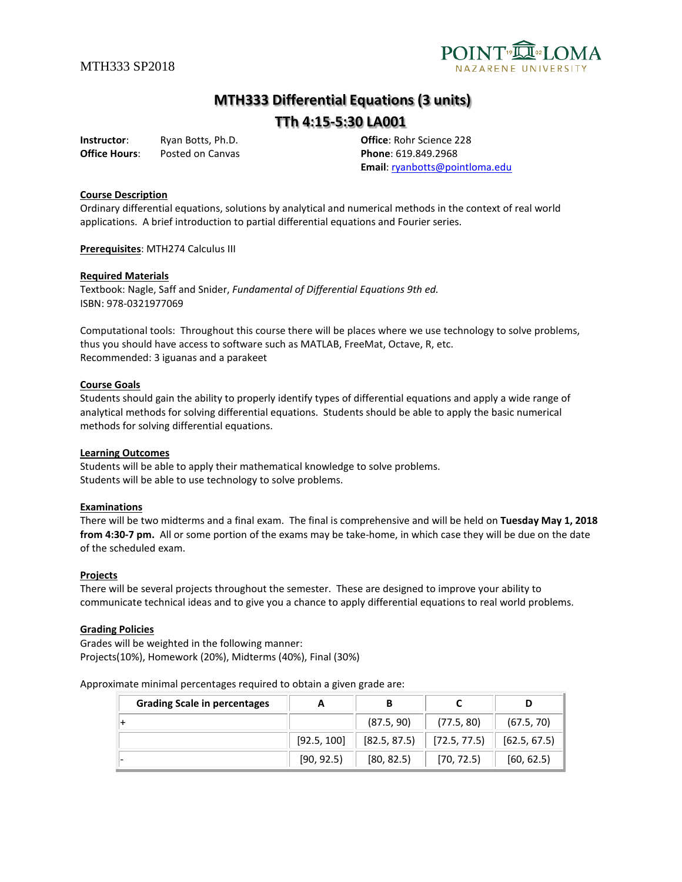MTH333 SP2018

# MTH333 Differential Equations (3 units)

## TTh 4:15-5:30 LA001

**Instructor**: Ryan Botts, Ph.D.
**Office Hours**: Posted on Canvas

**Office**: Rohr Science 228
**Phone**: 619.849.2968
**Email**: ryanbotts@pointloma.edu

### Course Description

Ordinary differential equations, solutions by analytical and numerical methods in the context of real world applications. A brief introduction to partial differential equations and Fourier series.

**Prerequisites**: MTH274 Calculus III

### Required Materials

Textbook: Nagle, Saff and Snider, *Fundamental of Differential Equations 9th ed.*
ISBN: 978-0321977069

Computational tools: Throughout this course there will be places where we use technology to solve problems, thus you should have access to software such as MATLAB, FreeMat, Octave, R, etc.
Recommended: 3 iguanas and a parakeet

### Course Goals

Students should gain the ability to properly identify types of differential equations and apply a wide range of analytical methods for solving differential equations. Students should be able to apply the basic numerical methods for solving differential equations.

### Learning Outcomes

Students will be able to apply their mathematical knowledge to solve problems.
Students will be able to use technology to solve problems.

### Examinations

There will be two midterms and a final exam. The final is comprehensive and will be held on **Tuesday May 1, 2018 from 4:30-7 pm.** All or some portion of the exams may be take-home, in which case they will be due on the date of the scheduled exam.

### Projects

There will be several projects throughout the semester. These are designed to improve your ability to communicate technical ideas and to give you a chance to apply differential equations to real world problems.

### Grading Policies

Grades will be weighted in the following manner:
Projects(10%), Homework (20%), Midterms (40%), Final (30%)

Approximate minimal percentages required to obtain a given grade are:

| Grading Scale in percentages | A | B | C | D |
|---|---|---|---|---|
| + | | (87.5, 90) | (77.5, 80) | (67.5, 70) |
| | [92.5, 100] | [82.5, 87.5) | [72.5, 77.5) | [62.5, 67.5) |
| - | [90, 92.5) | [80, 82.5) | [70, 72.5) | [60, 62.5) |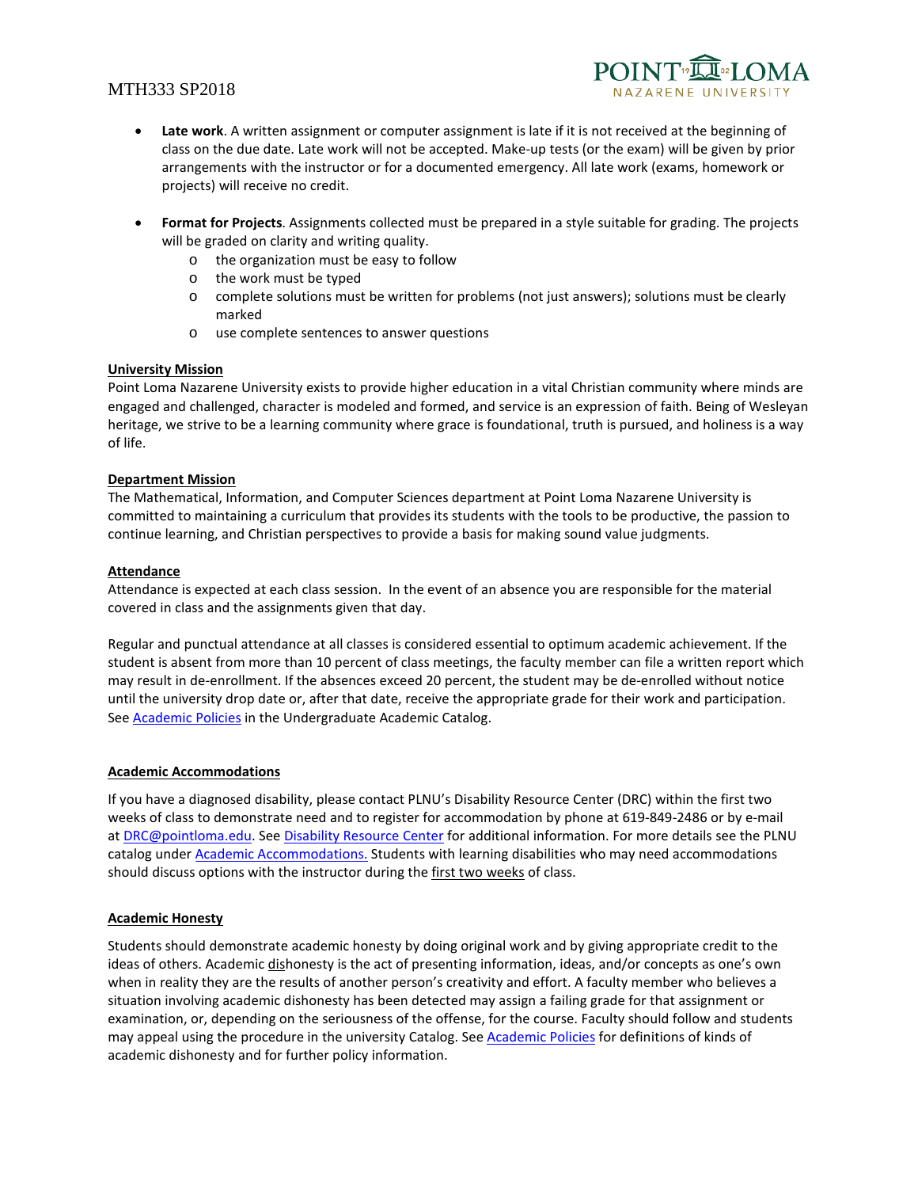- **Late work**. A written assignment or computer assignment is late if it is not received at the beginning of class on the due date. Late work will not be accepted. Make-up tests (or the exam) will be given by prior arrangements with the instructor or for a documented emergency. All late work (exams, homework or projects) will receive no credit.

- **Format for Projects**. Assignments collected must be prepared in a style suitable for grading. The projects will be graded on clarity and writing quality.
  - the organization must be easy to follow
  - the work must be typed
  - complete solutions must be written for problems (not just answers); solutions must be clearly marked
  - use complete sentences to answer questions

## University Mission

Point Loma Nazarene University exists to provide higher education in a vital Christian community where minds are engaged and challenged, character is modeled and formed, and service is an expression of faith. Being of Wesleyan heritage, we strive to be a learning community where grace is foundational, truth is pursued, and holiness is a way of life.

## Department Mission

The Mathematical, Information, and Computer Sciences department at Point Loma Nazarene University is committed to maintaining a curriculum that provides its students with the tools to be productive, the passion to continue learning, and Christian perspectives to provide a basis for making sound value judgments.

## Attendance

Attendance is expected at each class session. In the event of an absence you are responsible for the material covered in class and the assignments given that day.

Regular and punctual attendance at all classes is considered essential to optimum academic achievement. If the student is absent from more than 10 percent of class meetings, the faculty member can file a written report which may result in de-enrollment. If the absences exceed 20 percent, the student may be de-enrolled without notice until the university drop date or, after that date, receive the appropriate grade for their work and participation. See Academic Policies in the Undergraduate Academic Catalog.

## Academic Accommodations

If you have a diagnosed disability, please contact PLNU's Disability Resource Center (DRC) within the first two weeks of class to demonstrate need and to register for accommodation by phone at 619-849-2486 or by e-mail at DRC@pointloma.edu. See Disability Resource Center for additional information. For more details see the PLNU catalog under Academic Accommodations. Students with learning disabilities who may need accommodations should discuss options with the instructor during the first two weeks of class.

## Academic Honesty

Students should demonstrate academic honesty by doing original work and by giving appropriate credit to the ideas of others. Academic dishonesty is the act of presenting information, ideas, and/or concepts as one's own when in reality they are the results of another person's creativity and effort. A faculty member who believes a situation involving academic dishonesty has been detected may assign a failing grade for that assignment or examination, or, depending on the seriousness of the offense, for the course. Faculty should follow and students may appeal using the procedure in the university Catalog. See Academic Policies for definitions of kinds of academic dishonesty and for further policy information.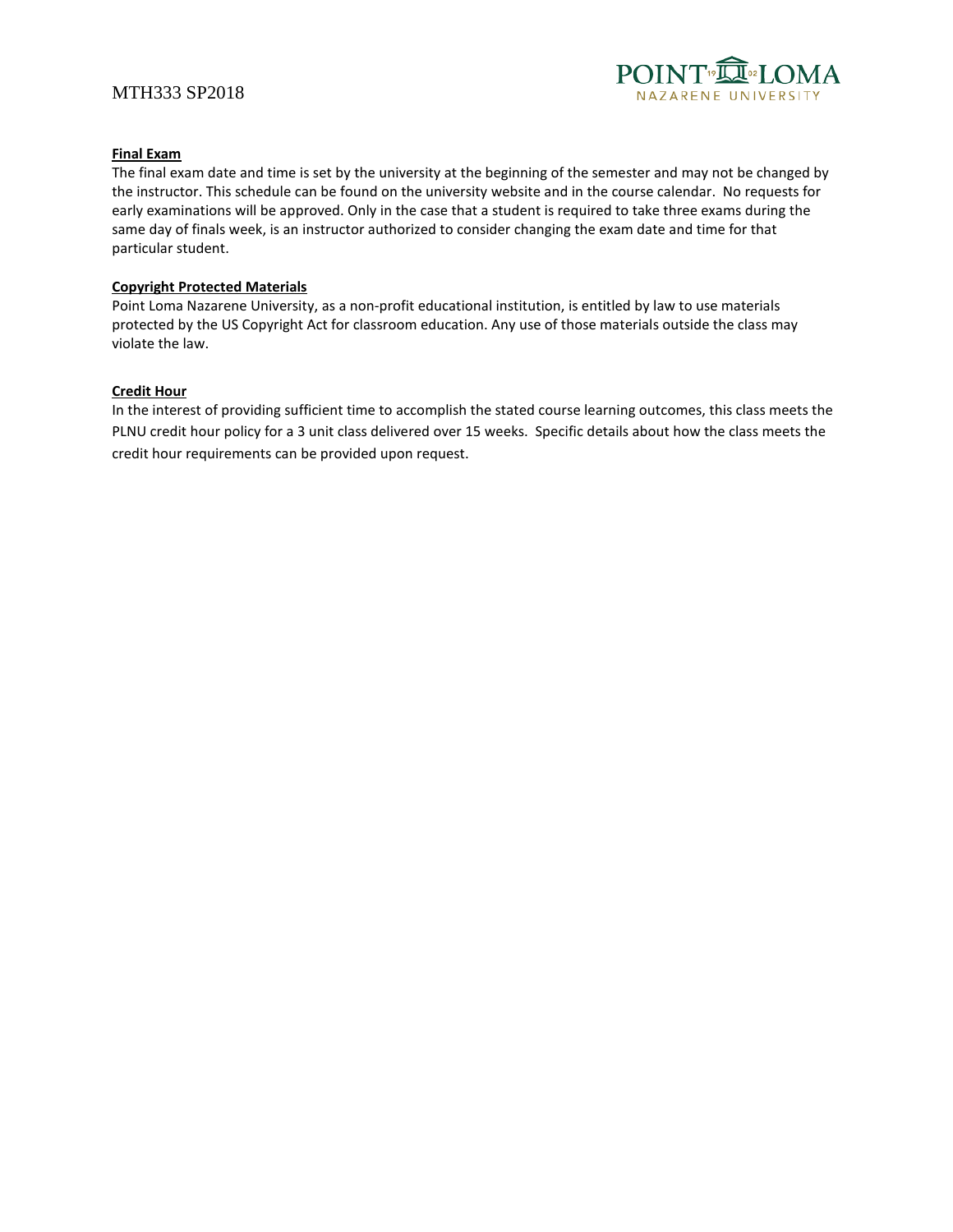**Final Exam**

The final exam date and time is set by the university at the beginning of the semester and may not be changed by the instructor. This schedule can be found on the university website and in the course calendar. No requests for early examinations will be approved. Only in the case that a student is required to take three exams during the same day of finals week, is an instructor authorized to consider changing the exam date and time for that particular student.

**Copyright Protected Materials**

Point Loma Nazarene University, as a non-profit educational institution, is entitled by law to use materials protected by the US Copyright Act for classroom education. Any use of those materials outside the class may violate the law.

**Credit Hour**

In the interest of providing sufficient time to accomplish the stated course learning outcomes, this class meets the PLNU credit hour policy for a 3 unit class delivered over 15 weeks. Specific details about how the class meets the credit hour requirements can be provided upon request.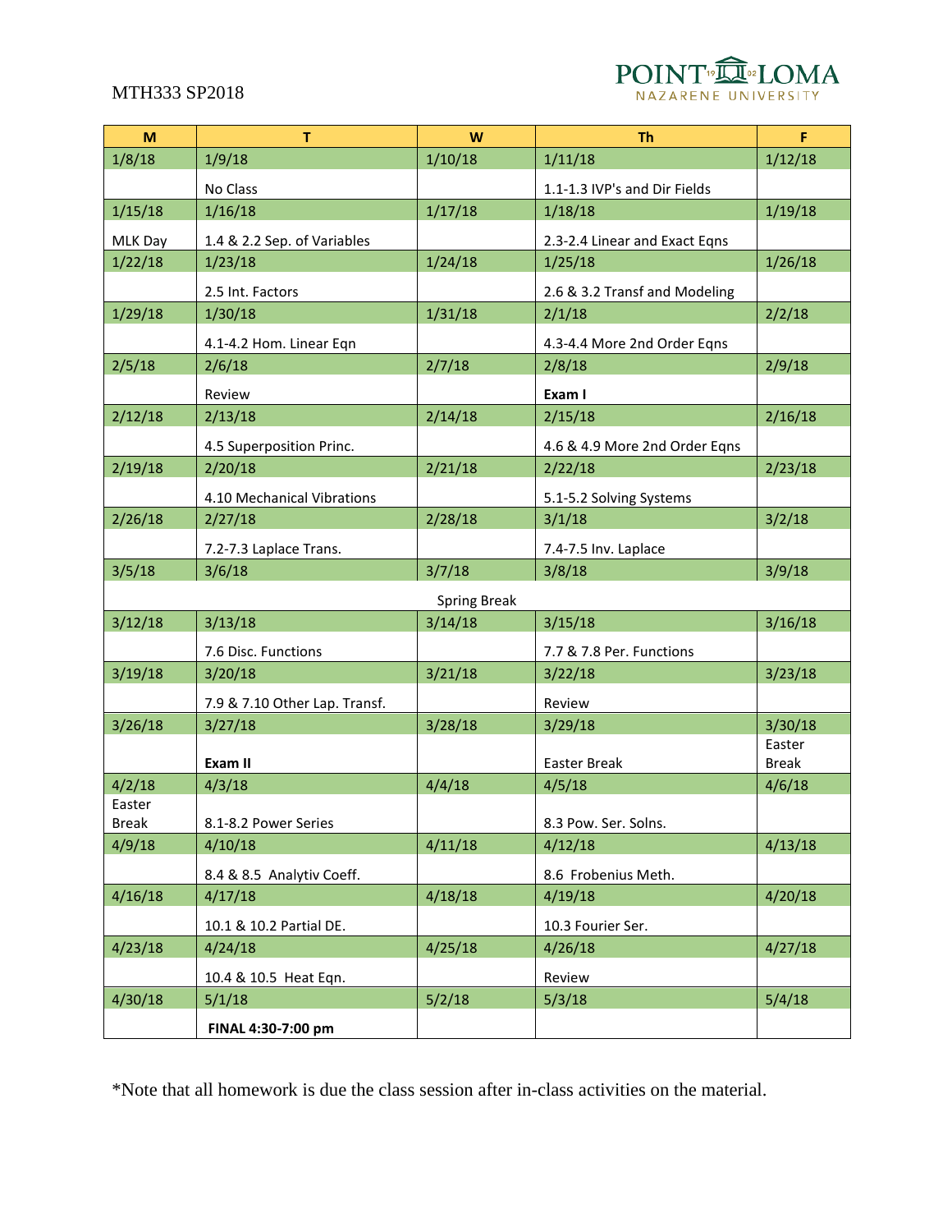MTH333 SP2018

POINT LOMA NAZARENE UNIVERSITY

| M | T | W | Th | F |
|---|---|---|---|---|
| 1/8/18 | 1/9/18 | 1/10/18 | 1/11/18 | 1/12/18 |
| | No Class | | 1.1-1.3 IVP's and Dir Fields | |
| 1/15/18 | 1/16/18 | 1/17/18 | 1/18/18 | 1/19/18 |
| MLK Day | 1.4 & 2.2 Sep. of Variables | | 2.3-2.4 Linear and Exact Eqns | |
| 1/22/18 | 1/23/18 | 1/24/18 | 1/25/18 | 1/26/18 |
| | 2.5 Int. Factors | | 2.6 & 3.2 Transf and Modeling | |
| 1/29/18 | 1/30/18 | 1/31/18 | 2/1/18 | 2/2/18 |
| | 4.1-4.2 Hom. Linear Eqn | | 4.3-4.4 More 2nd Order Eqns | |
| 2/5/18 | 2/6/18 | 2/7/18 | 2/8/18 | 2/9/18 |
| | Review | | **Exam I** | |
| 2/12/18 | 2/13/18 | 2/14/18 | 2/15/18 | 2/16/18 |
| | 4.5 Superposition Princ. | | 4.6 & 4.9 More 2nd Order Eqns | |
| 2/19/18 | 2/20/18 | 2/21/18 | 2/22/18 | 2/23/18 |
| | 4.10 Mechanical Vibrations | | 5.1-5.2 Solving Systems | |
| 2/26/18 | 2/27/18 | 2/28/18 | 3/1/18 | 3/2/18 |
| | 7.2-7.3 Laplace Trans. | | 7.4-7.5 Inv. Laplace | |
| 3/5/18 | 3/6/18 | 3/7/18 | 3/8/18 | 3/9/18 |
| | | Spring Break | | |
| 3/12/18 | 3/13/18 | 3/14/18 | 3/15/18 | 3/16/18 |
| | 7.6 Disc. Functions | | 7.7 & 7.8 Per. Functions | |
| 3/19/18 | 3/20/18 | 3/21/18 | 3/22/18 | 3/23/18 |
| | 7.9 & 7.10 Other Lap. Transf. | | Review | |
| 3/26/18 | 3/27/18 | 3/28/18 | 3/29/18 | 3/30/18 |
| | **Exam II** | | Easter Break | Easter Break |
| 4/2/18 | 4/3/18 | 4/4/18 | 4/5/18 | 4/6/18 |
| Easter Break | 8.1-8.2 Power Series | | 8.3 Pow. Ser. Solns. | |
| 4/9/18 | 4/10/18 | 4/11/18 | 4/12/18 | 4/13/18 |
| | 8.4 & 8.5 Analytiv Coeff. | | 8.6 Frobenius Meth. | |
| 4/16/18 | 4/17/18 | 4/18/18 | 4/19/18 | 4/20/18 |
| | 10.1 & 10.2 Partial DE. | | 10.3 Fourier Ser. | |
| 4/23/18 | 4/24/18 | 4/25/18 | 4/26/18 | 4/27/18 |
| | 10.4 & 10.5 Heat Eqn. | | Review | |
| 4/30/18 | 5/1/18 | 5/2/18 | 5/3/18 | 5/4/18 |
| | **FINAL 4:30-7:00 pm** | | | |

*Note that all homework is due the class session after in-class activities on the material.